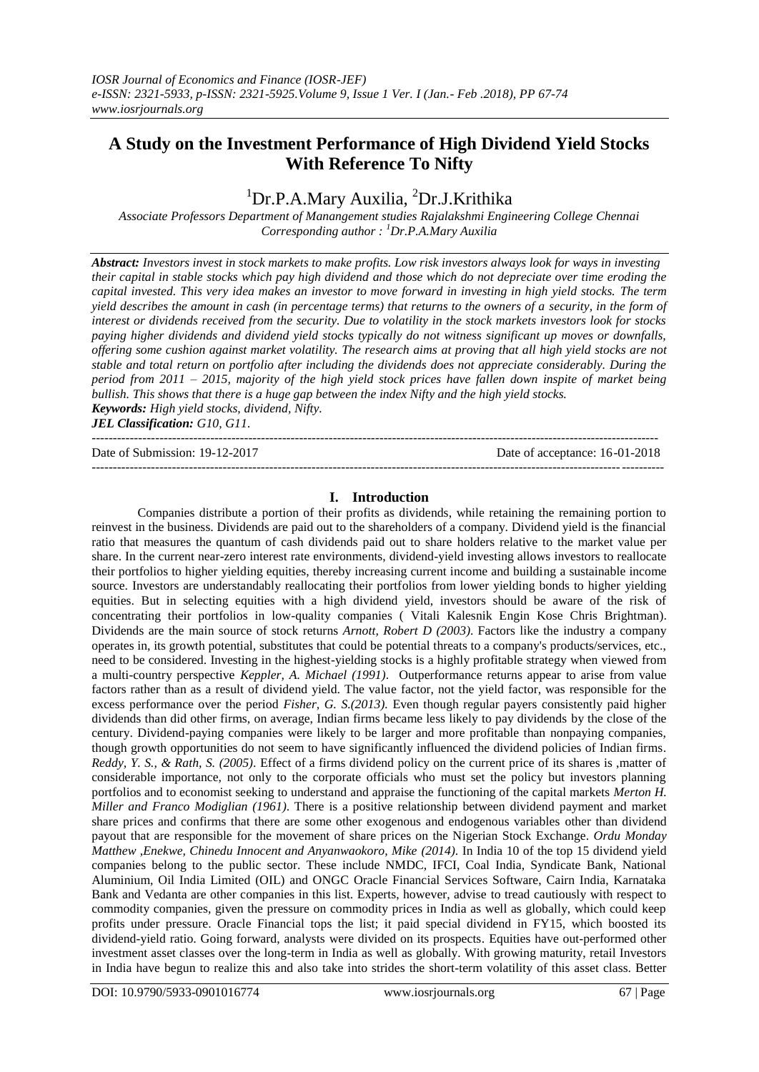# A Study on the Investment Performance of High Dividend Yield Stocks With Reference To Nifty

[1]Dr.P.A.Mary Auxilia, [2]Dr.J.Krithika

*Associate Professors Department of Manangement studies Rajalakshmi Engineering College Chennai*
*Corresponding author : [1]Dr.P.A.Mary Auxilia*

***Abstract:*** *Investors invest in stock markets to make profits. Low risk investors always look for ways in investing their capital in stable stocks which pay high dividend and those which do not depreciate over time eroding the capital invested. This very idea makes an investor to move forward in investing in high yield stocks. The term yield describes the amount in cash (in percentage terms) that returns to the owners of a security, in the form of interest or dividends received from the security. Due to volatility in the stock markets investors look for stocks paying higher dividends and dividend yield stocks typically do not witness significant up moves or downfalls, offering some cushion against market volatility. The research aims at proving that all high yield stocks are not stable and total return on portfolio after including the dividends does not appreciate considerably. During the period from 2011 – 2015, majority of the high yield stock prices have fallen down inspite of market being bullish. This shows that there is a huge gap between the index Nifty and the high yield stocks.*

***Keywords:*** *High yield stocks, dividend, Nifty.*

***JEL Classification:*** *G10, G11.*

---

Date of Submission: 19-12-2017 Date of acceptance: 16-01-2018

---

## I. Introduction

Companies distribute a portion of their profits as dividends, while retaining the remaining portion to reinvest in the business. Dividends are paid out to the shareholders of a company. Dividend yield is the financial ratio that measures the quantum of cash dividends paid out to share holders relative to the market value per share. In the current near-zero interest rate environments, dividend-yield investing allows investors to reallocate their portfolios to higher yielding equities, thereby increasing current income and building a sustainable income source. Investors are understandably reallocating their portfolios from lower yielding bonds to higher yielding equities. But in selecting equities with a high dividend yield, investors should be aware of the risk of concentrating their portfolios in low-quality companies ( Vitali Kalesnik Engin Kose Chris Brightman). Dividends are the main source of stock returns *Arnott, Robert D (2003)*. Factors like the industry a company operates in, its growth potential, substitutes that could be potential threats to a company's products/services, etc., need to be considered. Investing in the highest-yielding stocks is a highly profitable strategy when viewed from a multi-country perspective *Keppler, A. Michael (1991)*. Outperformance returns appear to arise from value factors rather than as a result of dividend yield. The value factor, not the yield factor, was responsible for the excess performance over the period *Fisher, G. S.(2013).* Even though regular payers consistently paid higher dividends than did other firms, on average, Indian firms became less likely to pay dividends by the close of the century. Dividend-paying companies were likely to be larger and more profitable than nonpaying companies, though growth opportunities do not seem to have significantly influenced the dividend policies of Indian firms. *Reddy, Y. S., & Rath, S. (2005)*. Effect of a firms dividend policy on the current price of its shares is ,matter of considerable importance, not only to the corporate officials who must set the policy but investors planning portfolios and to economist seeking to understand and appraise the functioning of the capital markets *Merton H. Miller and Franco Modiglian (1961)*. There is a positive relationship between dividend payment and market share prices and confirms that there are some other exogenous and endogenous variables other than dividend payout that are responsible for the movement of share prices on the Nigerian Stock Exchange. *Ordu Monday Matthew ,Enekwe, Chinedu Innocent and Anyanwaokoro, Mike (2014)*. In India 10 of the top 15 dividend yield companies belong to the public sector. These include NMDC, IFCI, Coal India, Syndicate Bank, National Aluminium, Oil India Limited (OIL) and ONGC Oracle Financial Services Software, Cairn India, Karnataka Bank and Vedanta are other companies in this list. Experts, however, advise to tread cautiously with respect to commodity companies, given the pressure on commodity prices in India as well as globally, which could keep profits under pressure. Oracle Financial tops the list; it paid special dividend in FY15, which boosted its dividend-yield ratio. Going forward, analysts were divided on its prospects. Equities have out-performed other investment asset classes over the long-term in India as well as globally. With growing maturity, retail Investors in India have begun to realize this and also take into strides the short-term volatility of this asset class. Better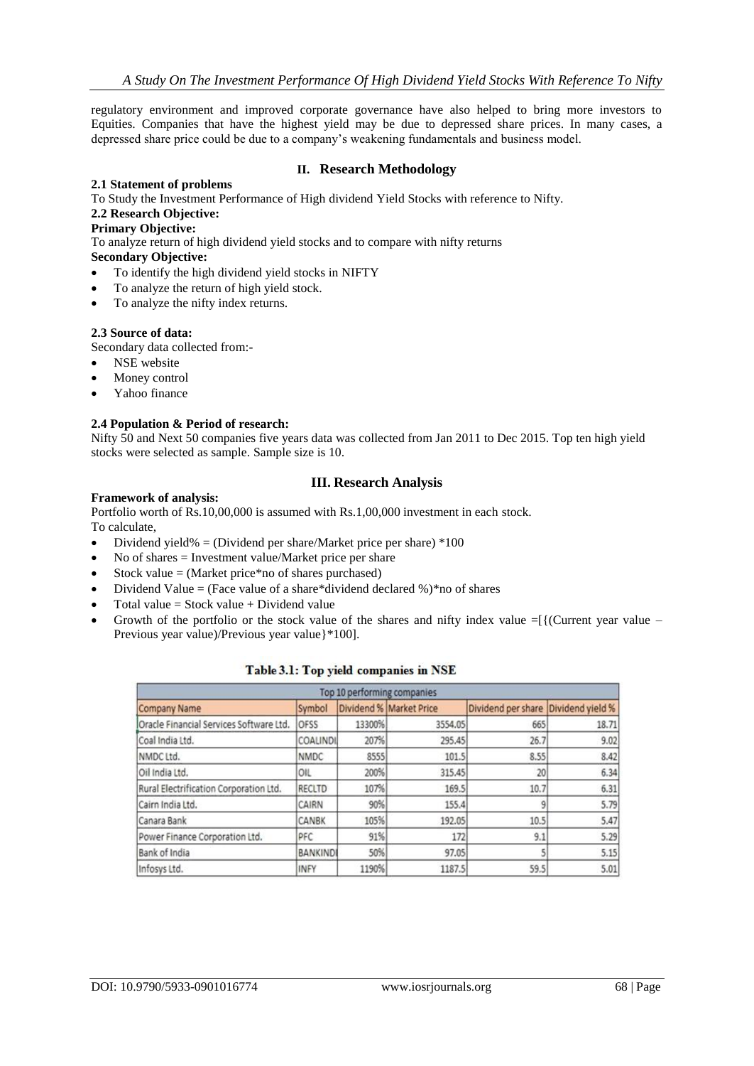regulatory environment and improved corporate governance have also helped to bring more investors to Equities. Companies that have the highest yield may be due to depressed share prices. In many cases, a depressed share price could be due to a company's weakening fundamentals and business model.

## II. Research Methodology

### 2.1 Statement of problems

To Study the Investment Performance of High dividend Yield Stocks with reference to Nifty.

### 2.2 Research Objective:

**Primary Objective:**

To analyze return of high dividend yield stocks and to compare with nifty returns

**Secondary Objective:**

- To identify the high dividend yield stocks in NIFTY
- To analyze the return of high yield stock.
- To analyze the nifty index returns.

### 2.3 Source of data:

Secondary data collected from:-

- NSE website
- Money control
- Yahoo finance

### 2.4 Population & Period of research:

Nifty 50 and Next 50 companies five years data was collected from Jan 2011 to Dec 2015. Top ten high yield stocks were selected as sample. Sample size is 10.

## III. Research Analysis

**Framework of analysis:**

Portfolio worth of Rs.10,00,000 is assumed with Rs.1,00,000 investment in each stock.

To calculate,

- Dividend yield% = (Dividend per share/Market price per share) *100
- No of shares = Investment value/Market price per share
- Stock value = (Market price*no of shares purchased)
- Dividend Value = (Face value of a share*dividend declared %)*no of shares
- Total value = Stock value + Dividend value
- Growth of the portfolio or the stock value of the shares and nifty index value =[{(Current year value – Previous year value)/Previous year value}*100].

**Table 3.1: Top yield companies in NSE**

| Top 10 performing companies | | | | | |
|---|---|---|---|---|---|
| Company Name | Symbol | Dividend % | Market Price | Dividend per share | Dividend yield % |
| Oracle Financial Services Software Ltd. | OFSS | 13300% | 3554.05 | 665 | 18.71 |
| Coal India Ltd. | COALINDI | 207% | 295.45 | 26.7 | 9.02 |
| NMDC Ltd. | NMDC | 8555 | 101.5 | 8.55 | 8.42 |
| Oil India Ltd. | OIL | 200% | 315.45 | 20 | 6.34 |
| Rural Electrification Corporation Ltd. | RECLTD | 107% | 169.5 | 10.7 | 6.31 |
| Cairn India Ltd. | CAIRN | 90% | 155.4 | 9 | 5.79 |
| Canara Bank | CANBK | 105% | 192.05 | 10.5 | 5.47 |
| Power Finance Corporation Ltd. | PFC | 91% | 172 | 9.1 | 5.29 |
| Bank of India | BANKINDI | 50% | 97.05 | 5 | 5.15 |
| Infosys Ltd. | INFY | 1190% | 1187.5 | 59.5 | 5.01 |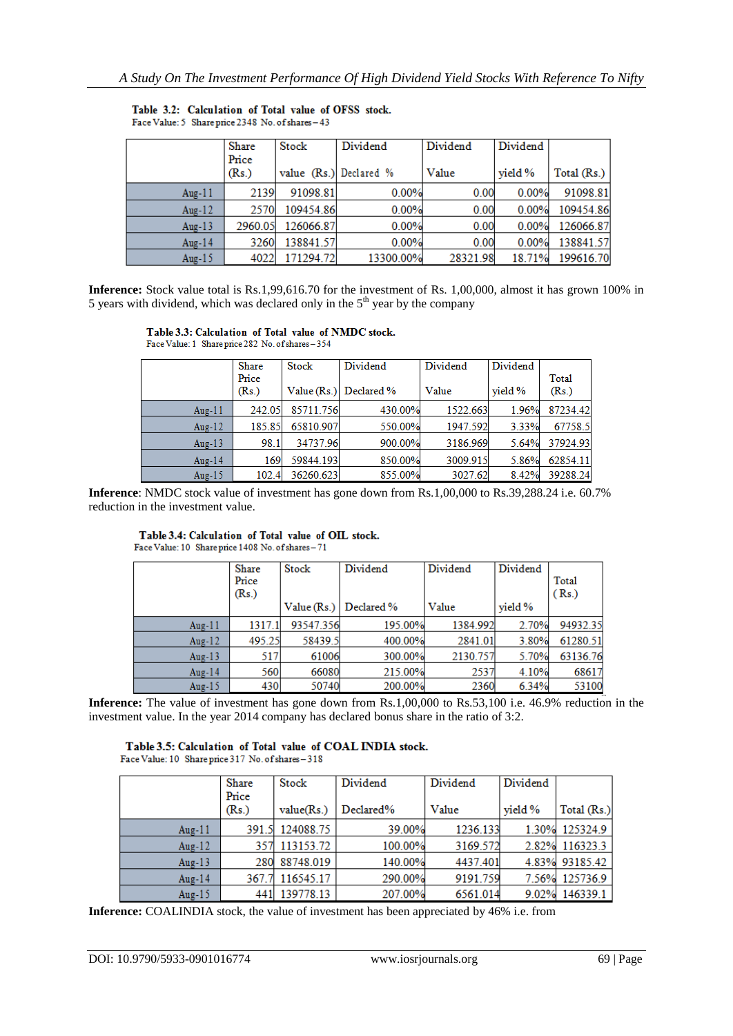**Table 3.2: Calculation of Total value of OFSS stock.**
Face Value: 5 Share price 2348 No. of shares – 43

| | Share Price (Rs.) | Stock value (Rs.) | Dividend Declared % | Dividend Value | Dividend yield % | Total (Rs.) |
|---|---|---|---|---|---|---|
| Aug-11 | 2139 | 91098.81 | 0.00% | 0.00 | 0.00% | 91098.81 |
| Aug-12 | 2570 | 109454.86 | 0.00% | 0.00 | 0.00% | 109454.86 |
| Aug-13 | 2960.05 | 126066.87 | 0.00% | 0.00 | 0.00% | 126066.87 |
| Aug-14 | 3260 | 138841.57 | 0.00% | 0.00 | 0.00% | 138841.57 |
| Aug-15 | 4022 | 171294.72 | 13300.00% | 28321.98 | 18.71% | 199616.70 |

**Inference:** Stock value total is Rs.1,99,616.70 for the investment of Rs. 1,00,000, almost it has grown 100% in 5 years with dividend, which was declared only in the 5th year by the company

**Table 3.3: Calculation of Total value of NMDC stock.**
Face Value: 1 Share price 282 No. of shares – 354

| | Share Price (Rs.) | Stock Value (Rs.) | Dividend Declared % | Dividend Value | Dividend yield % | Total (Rs.) |
|---|---|---|---|---|---|---|
| Aug-11 | 242.05 | 85711.756 | 430.00% | 1522.663 | 1.96% | 87234.42 |
| Aug-12 | 185.85 | 65810.907 | 550.00% | 1947.592 | 3.33% | 67758.5 |
| Aug-13 | 98.1 | 34737.96 | 900.00% | 3186.969 | 5.64% | 37924.93 |
| Aug-14 | 169 | 59844.193 | 850.00% | 3009.915 | 5.86% | 62854.11 |
| Aug-15 | 102.4 | 36260.623 | 855.00% | 3027.62 | 8.42% | 39288.24 |

**Inference**: NMDC stock value of investment has gone down from Rs.1,00,000 to Rs.39,288.24 i.e. 60.7% reduction in the investment value.

**Table 3.4: Calculation of Total value of OIL stock.**
Face Value: 10 Share price 1408 No. of shares – 71

| | Share Price (Rs.) | Stock Value (Rs.) | Dividend Declared % | Dividend Value | Dividend yield % | Total (Rs.) |
|---|---|---|---|---|---|---|
| Aug-11 | 1317.1 | 93547.356 | 195.00% | 1384.992 | 2.70% | 94932.35 |
| Aug-12 | 495.25 | 58439.5 | 400.00% | 2841.01 | 3.80% | 61280.51 |
| Aug-13 | 517 | 61006 | 300.00% | 2130.757 | 5.70% | 63136.76 |
| Aug-14 | 560 | 66080 | 215.00% | 2537 | 4.10% | 68617 |
| Aug-15 | 430 | 50740 | 200.00% | 2360 | 6.34% | 53100 |

**Inference:** The value of investment has gone down from Rs.1,00,000 to Rs.53,100 i.e. 46.9% reduction in the investment value. In the year 2014 company has declared bonus share in the ratio of 3:2.

**Table 3.5: Calculation of Total value of COAL INDIA stock.**
Face Value: 10 Share price 317 No. of shares – 318

| | Share Price (Rs.) | Stock value(Rs.) | Dividend Declared% | Dividend Value | Dividend yield % | Total (Rs.) |
|---|---|---|---|---|---|---|
| Aug-11 | 391.5 | 124088.75 | 39.00% | 1236.133 | 1.30% | 125324.9 |
| Aug-12 | 357 | 113153.72 | 100.00% | 3169.572 | 2.82% | 116323.3 |
| Aug-13 | 280 | 88748.019 | 140.00% | 4437.401 | 4.83% | 93185.42 |
| Aug-14 | 367.7 | 116545.17 | 290.00% | 9191.759 | 7.56% | 125736.9 |
| Aug-15 | 441 | 139778.13 | 207.00% | 6561.014 | 9.02% | 146339.1 |

**Inference:** COALINDIA stock, the value of investment has been appreciated by 46% i.e. from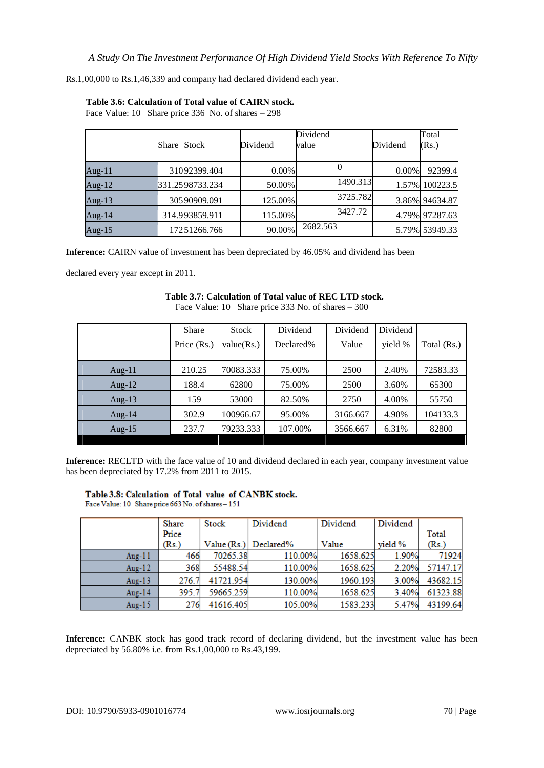Rs.1,00,000 to Rs.1,46,339 and company had declared dividend each year.

**Table 3.6: Calculation of Total value of CAIRN stock.**
Face Value: 10 Share price 336 No. of shares – 298

| | Share | Stock | Dividend | Dividend value | Dividend | Total (Rs.) |
|---|---|---|---|---|---|---|
| Aug-11 | 310 | 92399.404 | 0.00% | 0 | 0.00% | 92399.4 |
| Aug-12 | 331.25 | 98733.234 | 50.00% | 1490.313 | 1.57% | 100223.5 |
| Aug-13 | 305 | 90909.091 | 125.00% | 3725.782 | 3.86% | 94634.87 |
| Aug-14 | 314.9 | 93859.911 | 115.00% | 3427.72 | 4.79% | 97287.63 |
| Aug-15 | 172 | 51266.766 | 90.00% | 2682.563 | 5.79% | 53949.33 |

**Inference:** CAIRN value of investment has been depreciated by 46.05% and dividend has been declared every year except in 2011.

**Table 3.7: Calculation of Total value of REC LTD stock.**
Face Value: 10 Share price 333 No. of shares – 300

| | Share Price (Rs.) | Stock value(Rs.) | Dividend Declared% | Dividend Value | Dividend yield % | Total (Rs.) |
|---|---|---|---|---|---|---|
| Aug-11 | 210.25 | 70083.333 | 75.00% | 2500 | 2.40% | 72583.33 |
| Aug-12 | 188.4 | 62800 | 75.00% | 2500 | 3.60% | 65300 |
| Aug-13 | 159 | 53000 | 82.50% | 2750 | 4.00% | 55750 |
| Aug-14 | 302.9 | 100966.67 | 95.00% | 3166.667 | 4.90% | 104133.3 |
| Aug-15 | 237.7 | 79233.333 | 107.00% | 3566.667 | 6.31% | 82800 |

**Inference:** RECLTD with the face value of 10 and dividend declared in each year, company investment value has been depreciated by 17.2% from 2011 to 2015.

**Table 3.8: Calculation of Total value of CANBK stock.**
Face Value: 10 Share price 663 No. of shares – 151

| | Share Price (Rs.) | Stock Value (Rs.) | Dividend Declared% | Dividend Value | Dividend yield % | Total (Rs.) |
|---|---|---|---|---|---|---|
| Aug-11 | 466 | 70265.38 | 110.00% | 1658.625 | 1.90% | 71924 |
| Aug-12 | 368 | 55488.54 | 110.00% | 1658.625 | 2.20% | 57147.17 |
| Aug-13 | 276.7 | 41721.954 | 130.00% | 1960.193 | 3.00% | 43682.15 |
| Aug-14 | 395.7 | 59665.259 | 110.00% | 1658.625 | 3.40% | 61323.88 |
| Aug-15 | 276 | 41616.405 | 105.00% | 1583.233 | 5.47% | 43199.64 |

**Inference:** CANBK stock has good track record of declaring dividend, but the investment value has been depreciated by 56.80% i.e. from Rs.1,00,000 to Rs.43,199.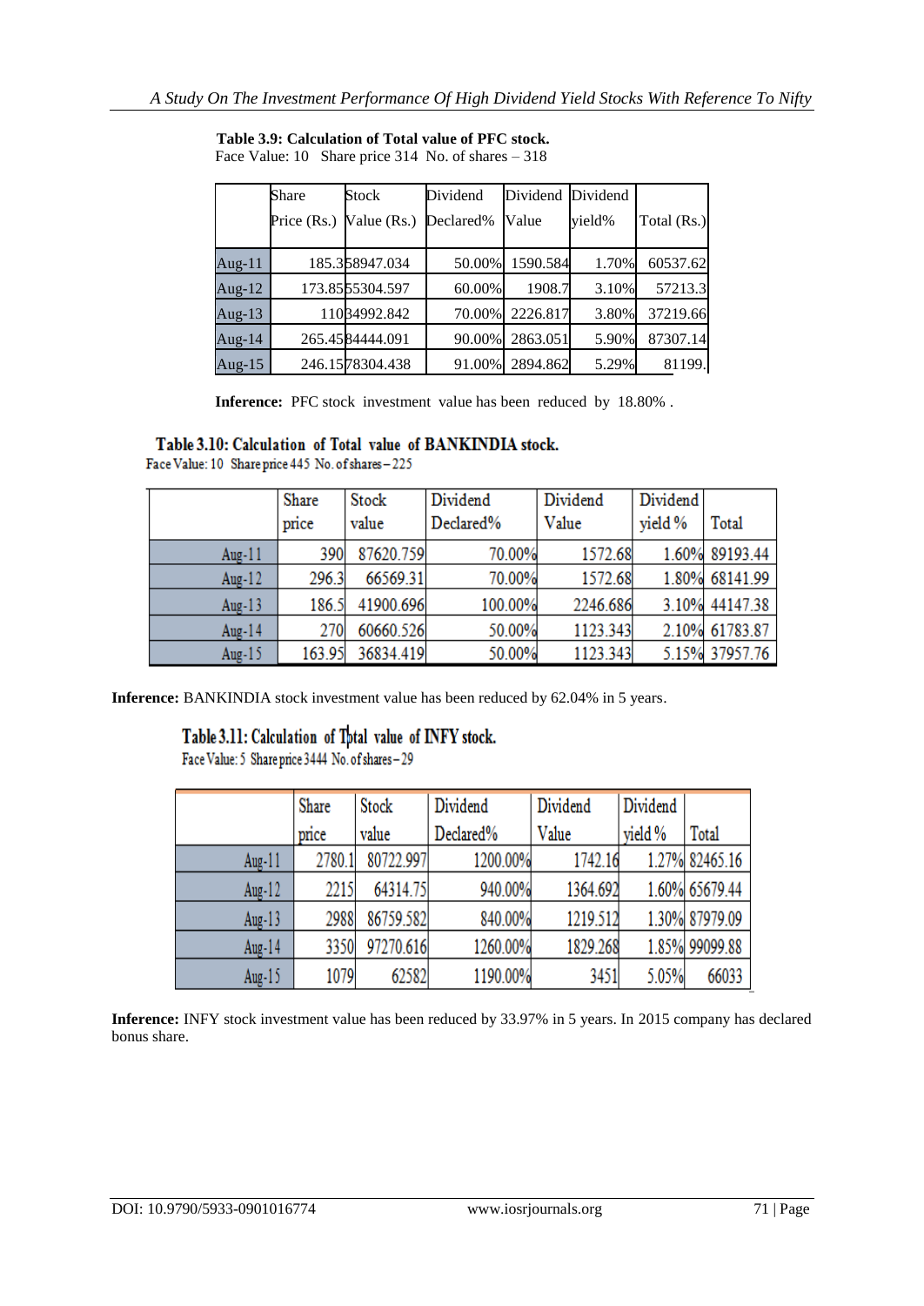**Table 3.9: Calculation of Total value of PFC stock.**

Face Value: 10 Share price 314 No. of shares – 318

| | Share Price (Rs.) | Stock Value (Rs.) | Dividend Declared% | Dividend Value | Dividend yield% | Total (Rs.) |
|---|---|---|---|---|---|---|
| Aug-11 | 185.3 | 58947.034 | 50.00% | 1590.584 | 1.70% | 60537.62 |
| Aug-12 | 173.85 | 55304.597 | 60.00% | 1908.7 | 3.10% | 57213.3 |
| Aug-13 | 110 | 34992.842 | 70.00% | 2226.817 | 3.80% | 37219.66 |
| Aug-14 | 265.45 | 84444.091 | 90.00% | 2863.051 | 5.90% | 87307.14 |
| Aug-15 | 246.15 | 78304.438 | 91.00% | 2894.862 | 5.29% | 81199. |

**Inference:** PFC stock investment value has been reduced by 18.80% .

**Table 3.10: Calculation of Total value of BANKINDIA stock.**

Face Value: 10 Share price 445 No. of shares – 225

| | Share price | Stock value | Dividend Declared% | Dividend Value | Dividend yield % | Total |
|---|---|---|---|---|---|---|
| Aug-11 | 390 | 87620.759 | 70.00% | 1572.68 | 1.60% | 89193.44 |
| Aug-12 | 296.3 | 66569.31 | 70.00% | 1572.68 | 1.80% | 68141.99 |
| Aug-13 | 186.5 | 41900.696 | 100.00% | 2246.686 | 3.10% | 44147.38 |
| Aug-14 | 270 | 60660.526 | 50.00% | 1123.343 | 2.10% | 61783.87 |
| Aug-15 | 163.95 | 36834.419 | 50.00% | 1123.343 | 5.15% | 37957.76 |

**Inference:** BANKINDIA stock investment value has been reduced by 62.04% in 5 years.

**Table 3.11: Calculation of Total value of INFY stock.**

Face Value: 5 Share price 3444 No. of shares – 29

| | Share price | Stock value | Dividend Declared% | Dividend Value | Dividend yield % | Total |
|---|---|---|---|---|---|---|
| Aug-11 | 2780.1 | 80722.997 | 1200.00% | 1742.16 | 1.27% | 82465.16 |
| Aug-12 | 2215 | 64314.75 | 940.00% | 1364.692 | 1.60% | 65679.44 |
| Aug-13 | 2988 | 86759.582 | 840.00% | 1219.512 | 1.30% | 87979.09 |
| Aug-14 | 3350 | 97270.616 | 1260.00% | 1829.268 | 1.85% | 99099.88 |
| Aug-15 | 1079 | 62582 | 1190.00% | 3451 | 5.05% | 66033 |

**Inference:** INFY stock investment value has been reduced by 33.97% in 5 years. In 2015 company has declared bonus share.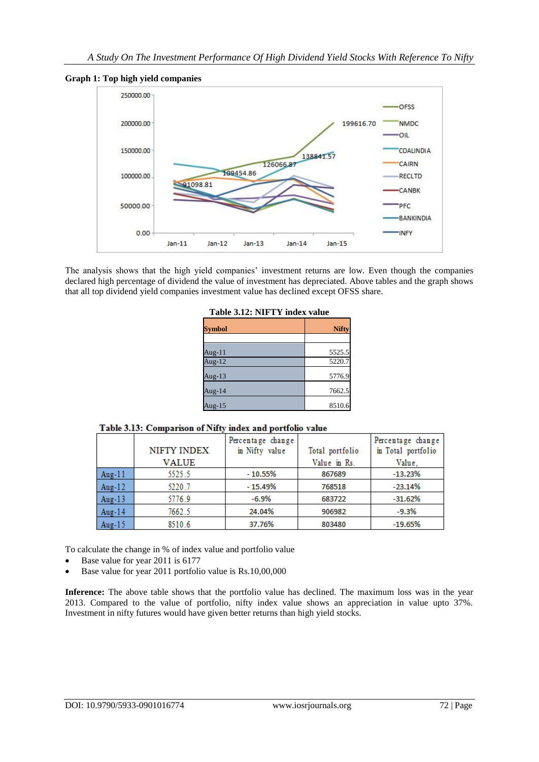**Graph 1: Top high yield companies**

The analysis shows that the high yield companies' investment returns are low. Even though the companies declared high percentage of dividend the value of investment has depreciated. Above tables and the graph shows that all top dividend yield companies investment value has declined except OFSS share.

**Table 3.12: NIFTY index value**

| Symbol | Nifty |
|---|---|
| | |
| Aug-11 | 5525.5 |
| Aug-12 | 5220.7 |
| Aug-13 | 5776.9 |
| Aug-14 | 7662.5 |
| Aug-15 | 8510.6 |

**Table 3.13: Comparison of Nifty index and portfolio value**

| | NIFTY INDEX VALUE | Percentage change in Nifty value | Total portfolio Value in Rs. | Percentage change in Total portfolio Value, |
|---|---|---|---|---|
| Aug-11 | 5525.5 | - 10.55% | 867689 | -13.23% |
| Aug-12 | 5220.7 | - 15.49% | 768518 | -23.14% |
| Aug-13 | 5776.9 | -6.9% | 683722 | -31.62% |
| Aug-14 | 7662.5 | 24.04% | 906982 | -9.3% |
| Aug-15 | 8510.6 | 37.76% | 803480 | -19.65% |

To calculate the change in % of index value and portfolio value

- Base value for year 2011 is 6177
- Base value for year 2011 portfolio value is Rs.10,00,000

**Inference:** The above table shows that the portfolio value has declined. The maximum loss was in the year 2013. Compared to the value of portfolio, nifty index value shows an appreciation in value upto 37%. Investment in nifty futures would have given better returns than high yield stocks.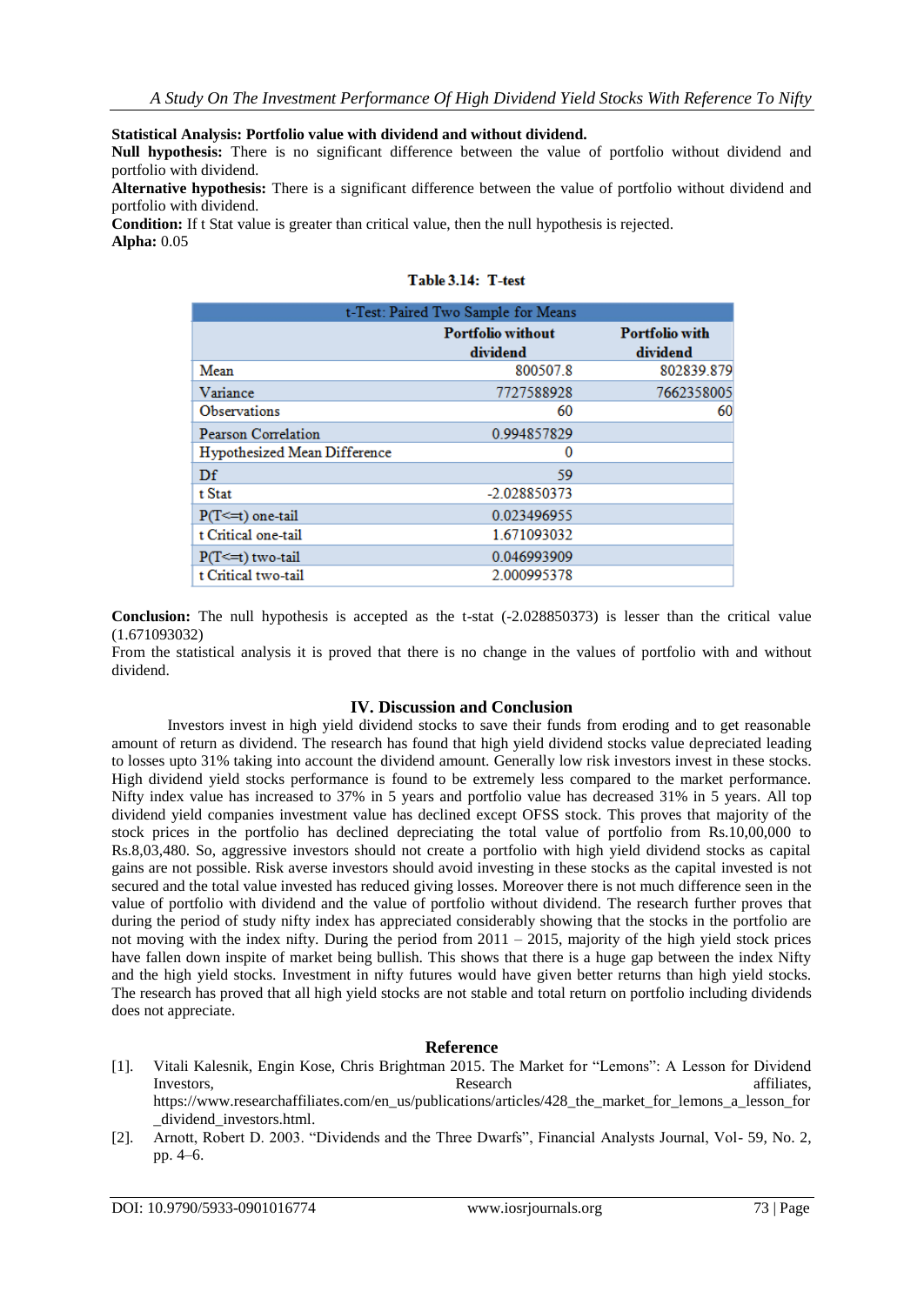**Statistical Analysis: Portfolio value with dividend and without dividend.**
**Null hypothesis:** There is no significant difference between the value of portfolio without dividend and portfolio with dividend.
**Alternative hypothesis:** There is a significant difference between the value of portfolio without dividend and portfolio with dividend.
**Condition:** If t Stat value is greater than critical value, then the null hypothesis is rejected.
**Alpha:** 0.05

**Table 3.14: T-test**

| t-Test: Paired Two Sample for Means | | |
|---|---|---|
| | **Portfolio without dividend** | **Portfolio with dividend** |
| Mean | 800507.8 | 802839.879 |
| Variance | 7727588928 | 7662358005 |
| Observations | 60 | 60 |
| Pearson Correlation | 0.994857829 | |
| Hypothesized Mean Difference | 0 | |
| Df | 59 | |
| t Stat | -2.028850373 | |
| P(T<=t) one-tail | 0.023496955 | |
| t Critical one-tail | 1.671093032 | |
| P(T<=t) two-tail | 0.046993909 | |
| t Critical two-tail | 2.000995378 | |

**Conclusion:** The null hypothesis is accepted as the t-stat (-2.028850373) is lesser than the critical value (1.671093032)
From the statistical analysis it is proved that there is no change in the values of portfolio with and without dividend.

## IV. Discussion and Conclusion

Investors invest in high yield dividend stocks to save their funds from eroding and to get reasonable amount of return as dividend. The research has found that high yield dividend stocks value depreciated leading to losses upto 31% taking into account the dividend amount. Generally low risk investors invest in these stocks. High dividend yield stocks performance is found to be extremely less compared to the market performance. Nifty index value has increased to 37% in 5 years and portfolio value has decreased 31% in 5 years. All top dividend yield companies investment value has declined except OFSS stock. This proves that majority of the stock prices in the portfolio has declined depreciating the total value of portfolio from Rs.10,00,000 to Rs.8,03,480. So, aggressive investors should not create a portfolio with high yield dividend stocks as capital gains are not possible. Risk averse investors should avoid investing in these stocks as the capital invested is not secured and the total value invested has reduced giving losses. Moreover there is not much difference seen in the value of portfolio with dividend and the value of portfolio without dividend. The research further proves that during the period of study nifty index has appreciated considerably showing that the stocks in the portfolio are not moving with the index nifty. During the period from 2011 – 2015, majority of the high yield stock prices have fallen down inspite of market being bullish. This shows that there is a huge gap between the index Nifty and the high yield stocks. Investment in nifty futures would have given better returns than high yield stocks. The research has proved that all high yield stocks are not stable and total return on portfolio including dividends does not appreciate.

## Reference

[1]. Vitali Kalesnik, Engin Kose, Chris Brightman 2015. The Market for "Lemons": A Lesson for Dividend Investors, Research affiliates, https://www.researchaffiliates.com/en_us/publications/articles/428_the_market_for_lemons_a_lesson_for_dividend_investors.html.

[2]. Arnott, Robert D. 2003. "Dividends and the Three Dwarfs", Financial Analysts Journal, Vol- 59, No. 2, pp. 4–6.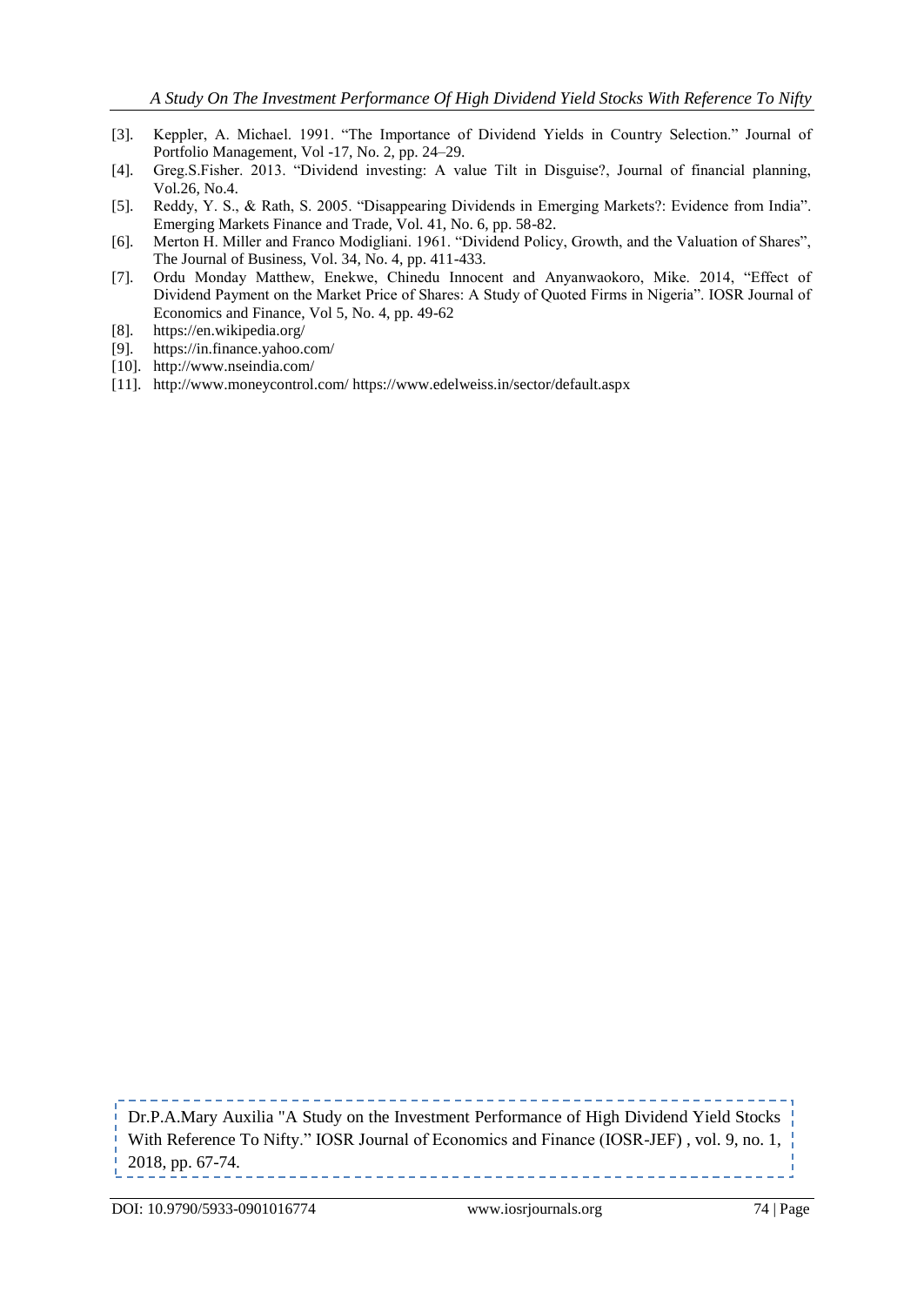[3]. Keppler, A. Michael. 1991. "The Importance of Dividend Yields in Country Selection." Journal of Portfolio Management, Vol -17, No. 2, pp. 24–29.

[4]. Greg.S.Fisher. 2013. "Dividend investing: A value Tilt in Disguise?, Journal of financial planning, Vol.26, No.4.

[5]. Reddy, Y. S., & Rath, S. 2005. "Disappearing Dividends in Emerging Markets?: Evidence from India". Emerging Markets Finance and Trade, Vol. 41, No. 6, pp. 58-82.

[6]. Merton H. Miller and Franco Modigliani. 1961. "Dividend Policy, Growth, and the Valuation of Shares", The Journal of Business, Vol. 34, No. 4, pp. 411-433.

[7]. Ordu Monday Matthew, Enekwe, Chinedu Innocent and Anyanwaokoro, Mike. 2014, "Effect of Dividend Payment on the Market Price of Shares: A Study of Quoted Firms in Nigeria". IOSR Journal of Economics and Finance, Vol 5, No. 4, pp. 49-62

[8]. https://en.wikipedia.org/

[9]. https://in.finance.yahoo.com/

[10]. http://www.nseindia.com/

[11]. http://www.moneycontrol.com/ https://www.edelweiss.in/sector/default.aspx

Dr.P.A.Mary Auxilia "A Study on the Investment Performance of High Dividend Yield Stocks With Reference To Nifty." IOSR Journal of Economics and Finance (IOSR-JEF) , vol. 9, no. 1, 2018, pp. 67-74.